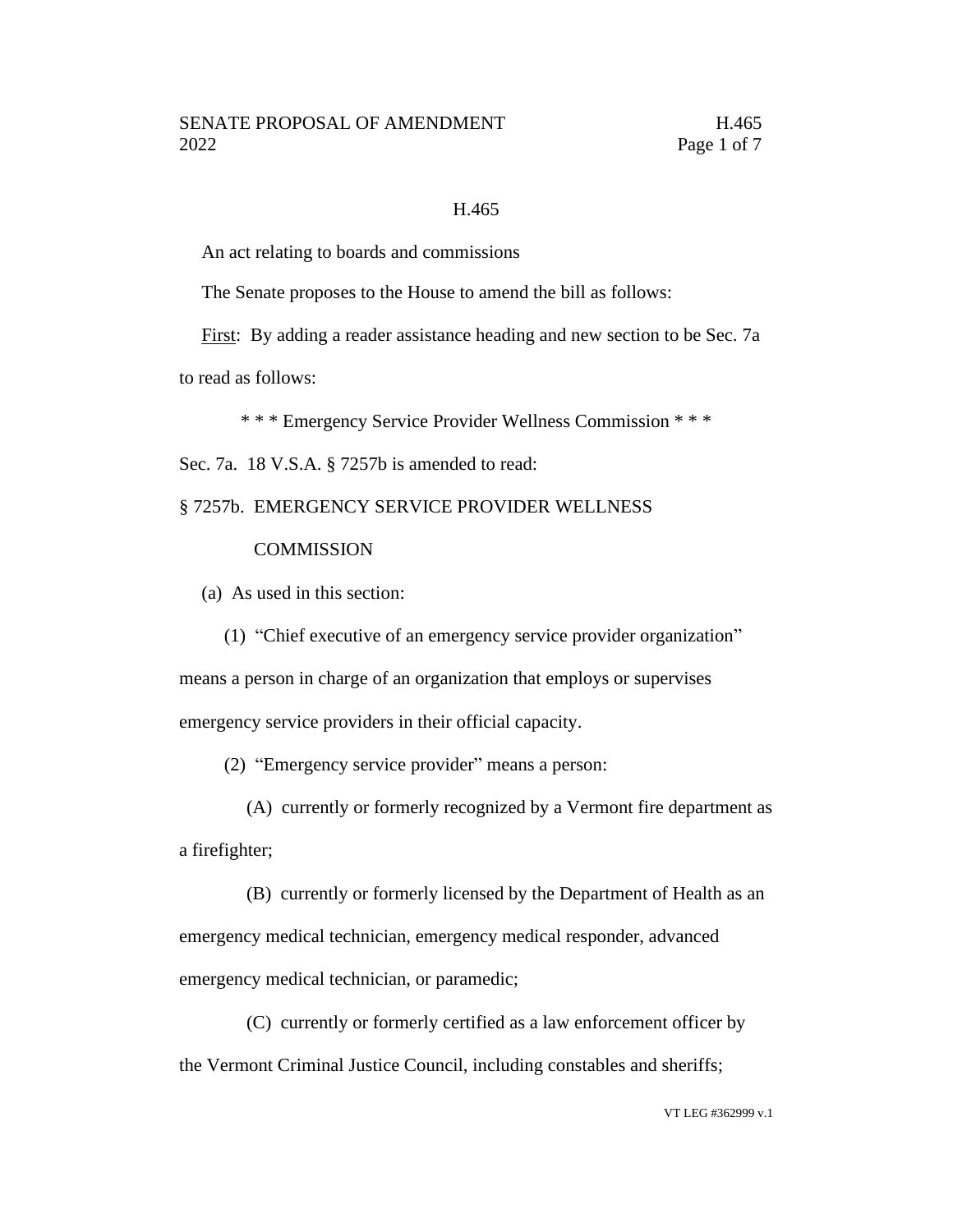# H.465

An act relating to boards and commissions

The Senate proposes to the House to amend the bill as follows:

First: By adding a reader assistance heading and new section to be Sec. 7a to read as follows:

\* \* \* Emergency Service Provider Wellness Commission \* \* \*

Sec. 7a. 18 V.S.A. § 7257b is amended to read:

§ 7257b. EMERGENCY SERVICE PROVIDER WELLNESS COMMISSION

(a) As used in this section:

(1) "Chief executive of an emergency service provider organization" means a person in charge of an organization that employs or supervises emergency service providers in their official capacity.

(2) "Emergency service provider" means a person:

(A) currently or formerly recognized by a Vermont fire department as a firefighter;

(B) currently or formerly licensed by the Department of Health as an emergency medical technician, emergency medical responder, advanced emergency medical technician, or paramedic;

(C) currently or formerly certified as a law enforcement officer by the Vermont Criminal Justice Council, including constables and sheriffs;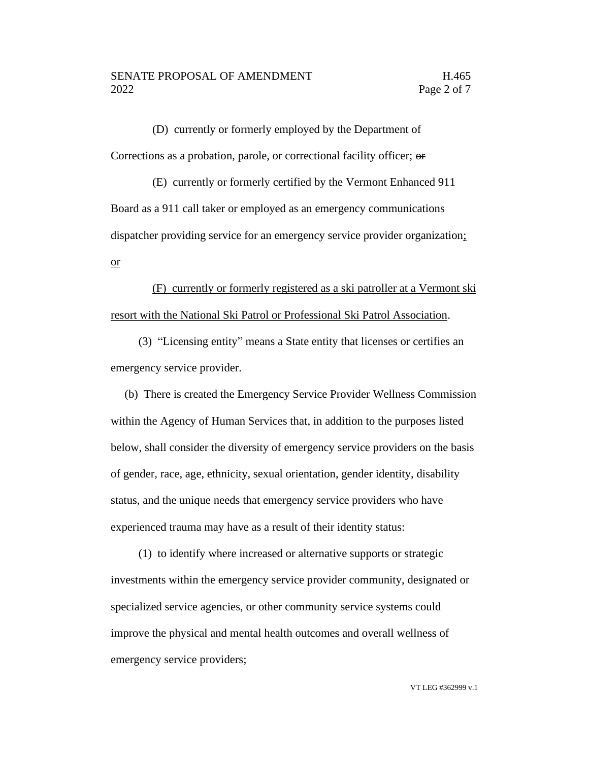(D) currently or formerly employed by the Department of Corrections as a probation, parole, or correctional facility officer; ~~or~~

(E) currently or formerly certified by the Vermont Enhanced 911 Board as a 911 call taker or employed as an emergency communications dispatcher providing service for an emergency service provider organization<u>; or</u>

<u>(F) currently or formerly registered as a ski patroller at a Vermont ski resort with the National Ski Patrol or Professional Ski Patrol Association</u>.

(3) "Licensing entity" means a State entity that licenses or certifies an emergency service provider.

(b) There is created the Emergency Service Provider Wellness Commission within the Agency of Human Services that, in addition to the purposes listed below, shall consider the diversity of emergency service providers on the basis of gender, race, age, ethnicity, sexual orientation, gender identity, disability status, and the unique needs that emergency service providers who have experienced trauma may have as a result of their identity status:

(1) to identify where increased or alternative supports or strategic investments within the emergency service provider community, designated or specialized service agencies, or other community service systems could improve the physical and mental health outcomes and overall wellness of emergency service providers;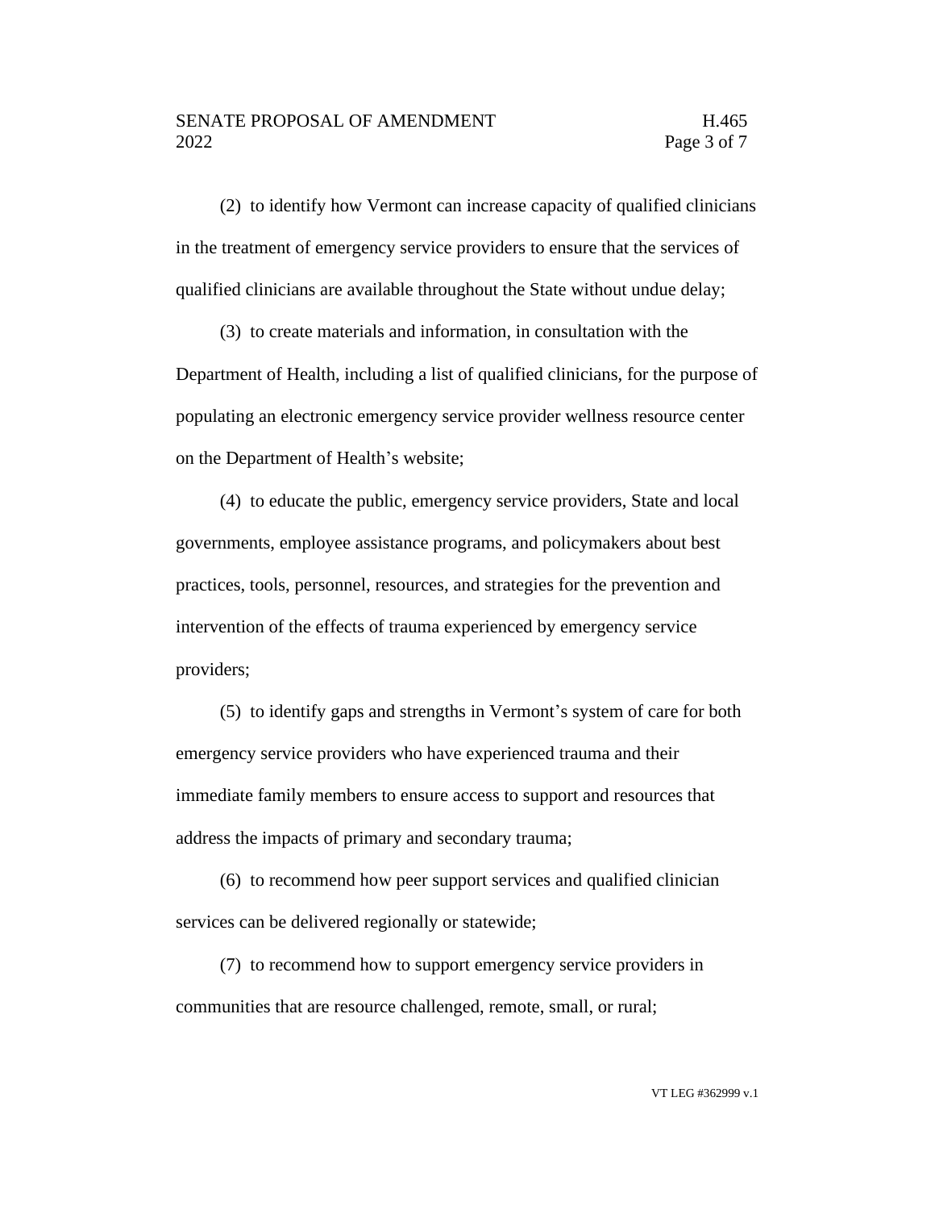(2) to identify how Vermont can increase capacity of qualified clinicians in the treatment of emergency service providers to ensure that the services of qualified clinicians are available throughout the State without undue delay;

(3) to create materials and information, in consultation with the Department of Health, including a list of qualified clinicians, for the purpose of populating an electronic emergency service provider wellness resource center on the Department of Health's website;

(4) to educate the public, emergency service providers, State and local governments, employee assistance programs, and policymakers about best practices, tools, personnel, resources, and strategies for the prevention and intervention of the effects of trauma experienced by emergency service providers;

(5) to identify gaps and strengths in Vermont's system of care for both emergency service providers who have experienced trauma and their immediate family members to ensure access to support and resources that address the impacts of primary and secondary trauma;

(6) to recommend how peer support services and qualified clinician services can be delivered regionally or statewide;

(7) to recommend how to support emergency service providers in communities that are resource challenged, remote, small, or rural;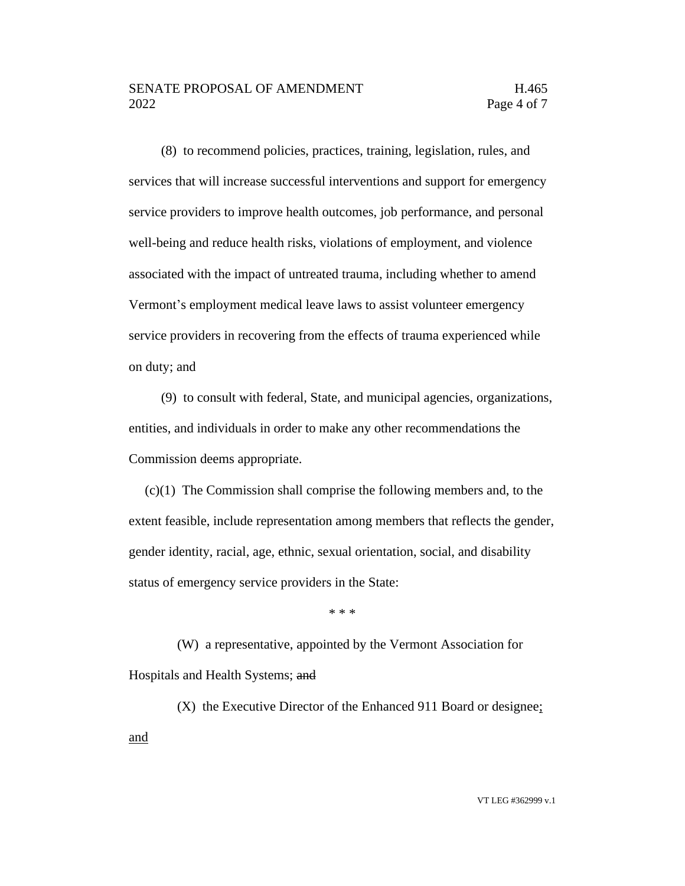(8) to recommend policies, practices, training, legislation, rules, and services that will increase successful interventions and support for emergency service providers to improve health outcomes, job performance, and personal well-being and reduce health risks, violations of employment, and violence associated with the impact of untreated trauma, including whether to amend Vermont's employment medical leave laws to assist volunteer emergency service providers in recovering from the effects of trauma experienced while on duty; and

(9) to consult with federal, State, and municipal agencies, organizations, entities, and individuals in order to make any other recommendations the Commission deems appropriate.

(c)(1) The Commission shall comprise the following members and, to the extent feasible, include representation among members that reflects the gender, gender identity, racial, age, ethnic, sexual orientation, social, and disability status of emergency service providers in the State:

\* \* \*

(W) a representative, appointed by the Vermont Association for Hospitals and Health Systems; ~~and~~

(X) the Executive Director of the Enhanced 911 Board or designee<u>;</u> <u>and</u>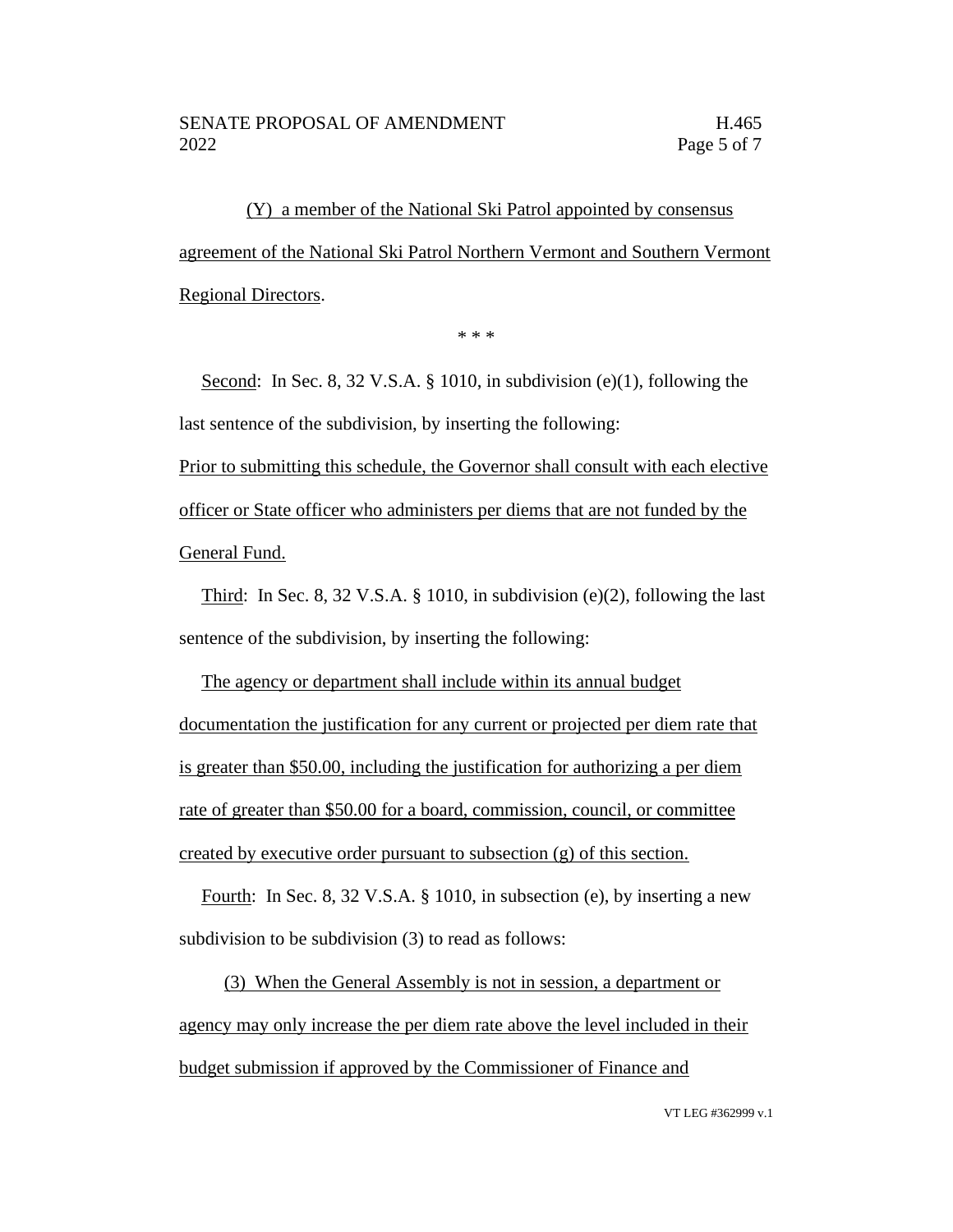(Y) a member of the National Ski Patrol appointed by consensus agreement of the National Ski Patrol Northern Vermont and Southern Vermont Regional Directors.

\* \* \*

Second: In Sec. 8, 32 V.S.A. § 1010, in subdivision (e)(1), following the last sentence of the subdivision, by inserting the following:

Prior to submitting this schedule, the Governor shall consult with each elective officer or State officer who administers per diems that are not funded by the General Fund.

Third: In Sec. 8, 32 V.S.A. § 1010, in subdivision (e)(2), following the last sentence of the subdivision, by inserting the following:

The agency or department shall include within its annual budget documentation the justification for any current or projected per diem rate that is greater than $50.00, including the justification for authorizing a per diem rate of greater than $50.00 for a board, commission, council, or committee created by executive order pursuant to subsection (g) of this section.

Fourth: In Sec. 8, 32 V.S.A. § 1010, in subsection (e), by inserting a new subdivision to be subdivision (3) to read as follows:

(3) When the General Assembly is not in session, a department or agency may only increase the per diem rate above the level included in their budget submission if approved by the Commissioner of Finance and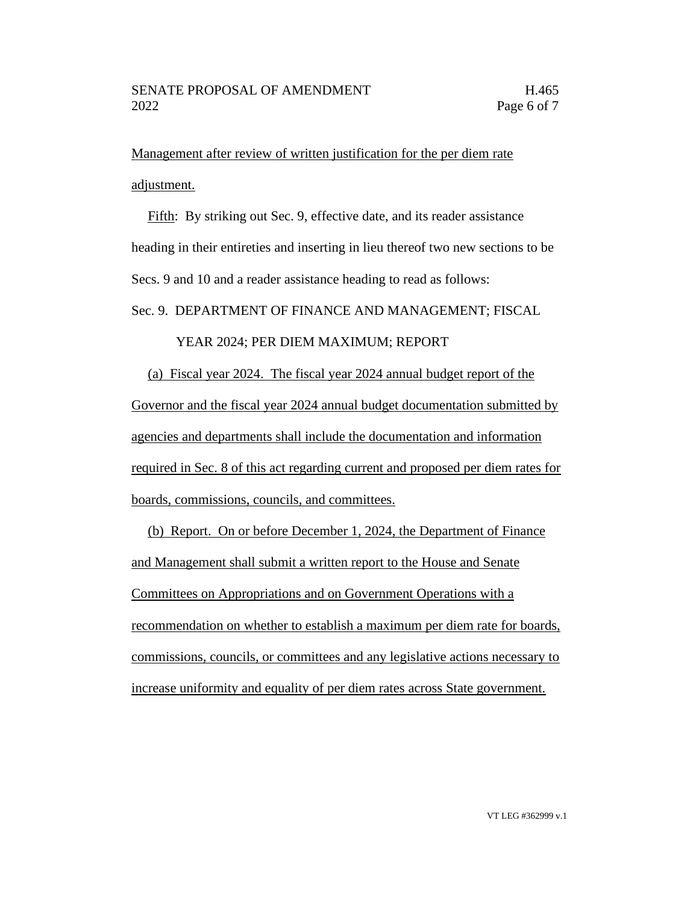Management after review of written justification for the per diem rate adjustment.

Fifth: By striking out Sec. 9, effective date, and its reader assistance heading in their entireties and inserting in lieu thereof two new sections to be Secs. 9 and 10 and a reader assistance heading to read as follows:

Sec. 9. DEPARTMENT OF FINANCE AND MANAGEMENT; FISCAL YEAR 2024; PER DIEM MAXIMUM; REPORT

(a) Fiscal year 2024. The fiscal year 2024 annual budget report of the Governor and the fiscal year 2024 annual budget documentation submitted by agencies and departments shall include the documentation and information required in Sec. 8 of this act regarding current and proposed per diem rates for boards, commissions, councils, and committees.

(b) Report. On or before December 1, 2024, the Department of Finance and Management shall submit a written report to the House and Senate Committees on Appropriations and on Government Operations with a recommendation on whether to establish a maximum per diem rate for boards, commissions, councils, or committees and any legislative actions necessary to increase uniformity and equality of per diem rates across State government.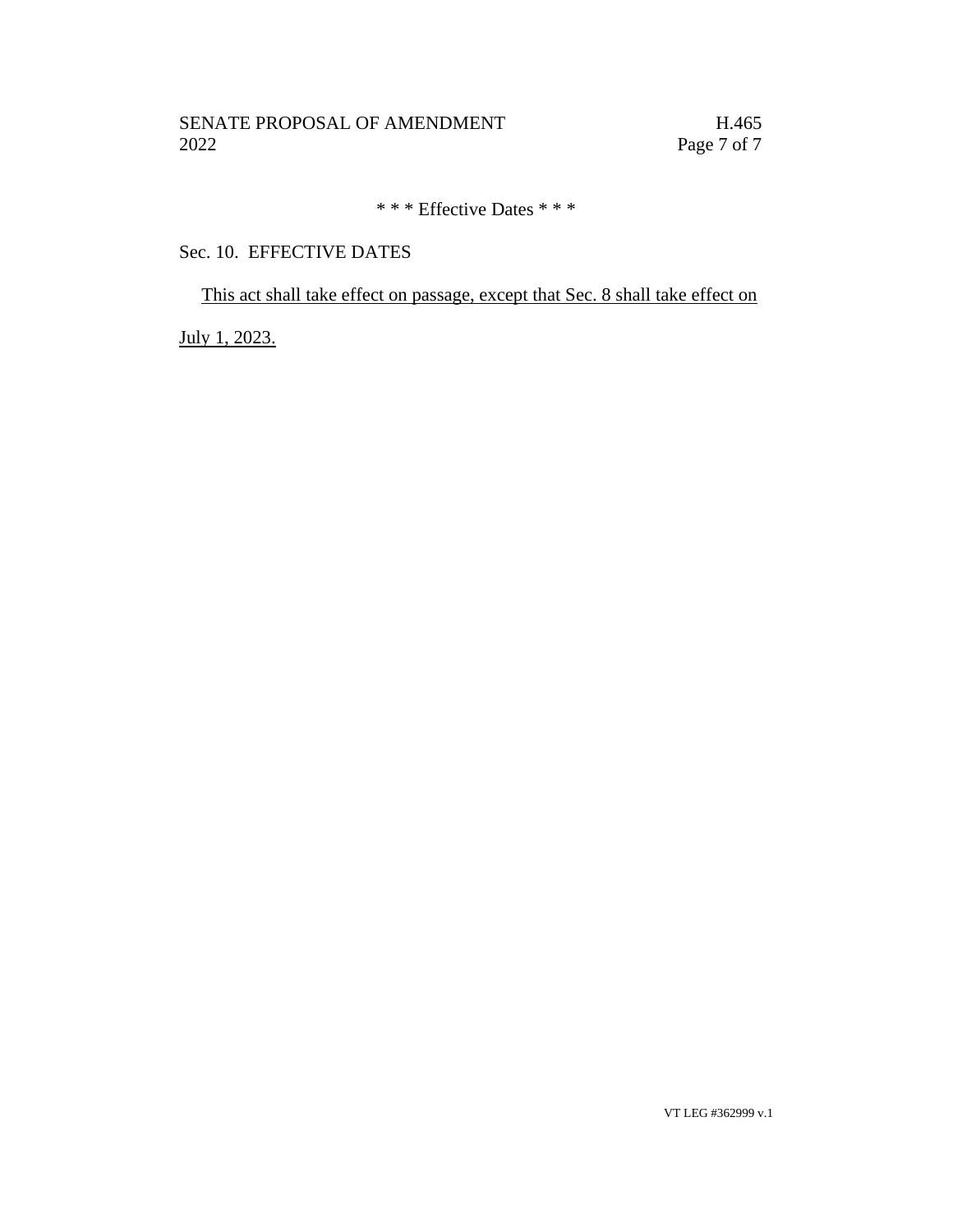\* \* \* Effective Dates \* \* \*

Sec. 10. EFFECTIVE DATES

<u>This act shall take effect on passage, except that Sec. 8 shall take effect on July 1, 2023.</u>